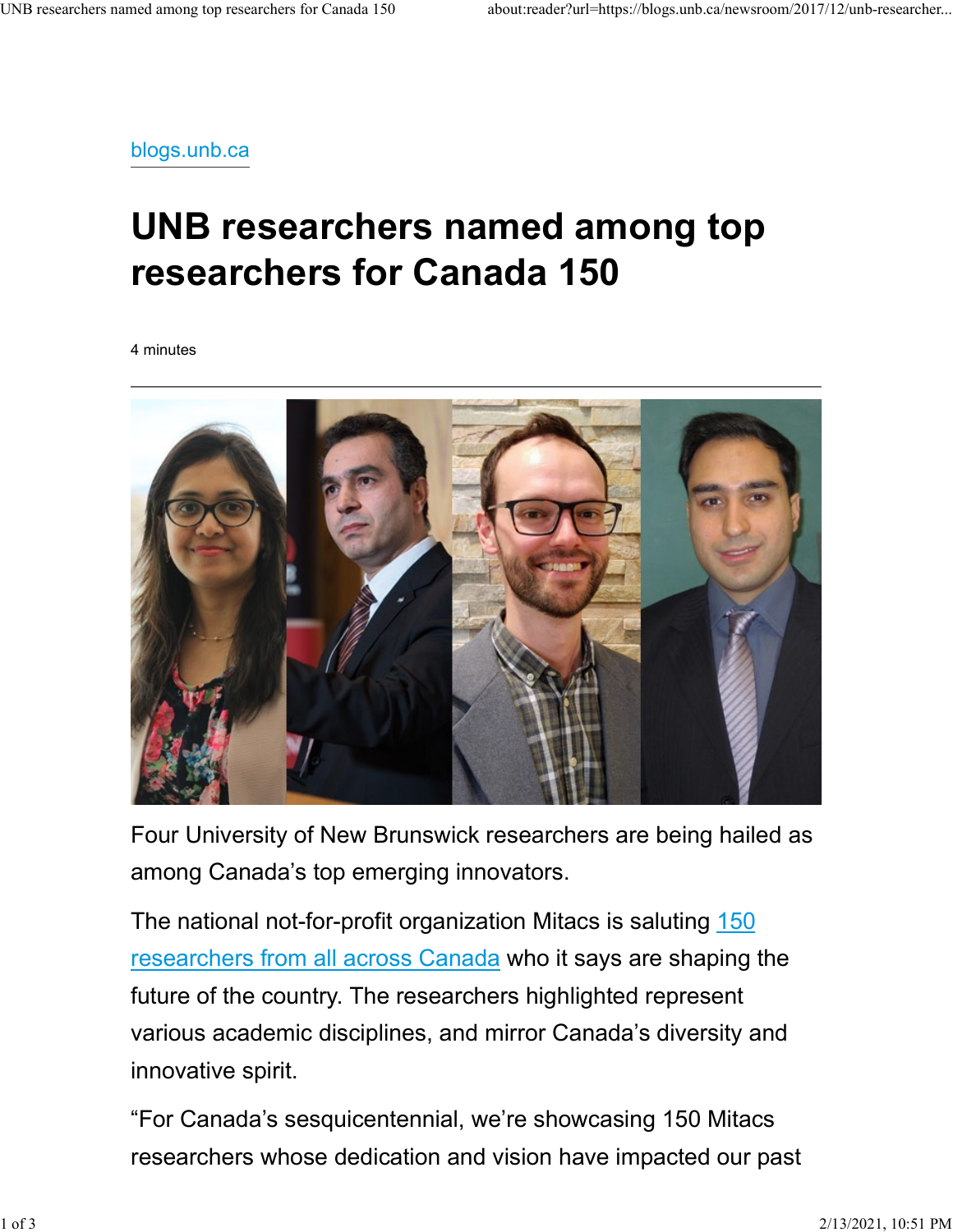blogs.unb.ca

# UNB researchers named among top researchers for Canada 150

4 minutes

---

Four University of New Brunswick researchers are being hailed as among Canada's top emerging innovators.

The national not-for-profit organization Mitacs is saluting 150 researchers from all across Canada who it says are shaping the future of the country. The researchers highlighted represent various academic disciplines, and mirror Canada's diversity and innovative spirit.

"For Canada's sesquicentennial, we're showcasing 150 Mitacs researchers whose dedication and vision have impacted our past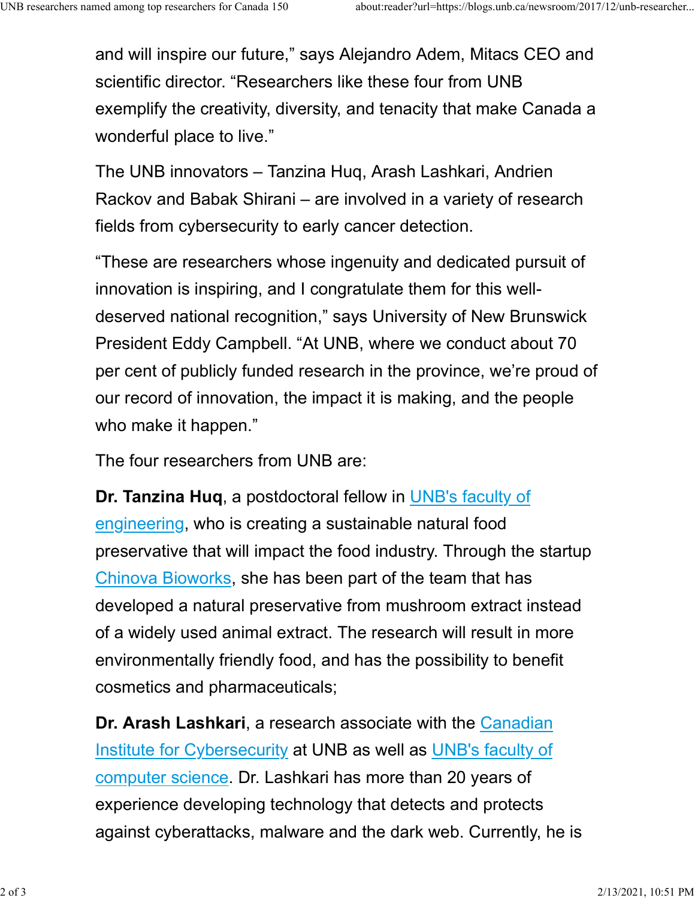and will inspire our future," says Alejandro Adem, Mitacs CEO and scientific director. "Researchers like these four from UNB exemplify the creativity, diversity, and tenacity that make Canada a wonderful place to live."

The UNB innovators – Tanzina Huq, Arash Lashkari, Andrien Rackov and Babak Shirani – are involved in a variety of research fields from cybersecurity to early cancer detection.

"These are researchers whose ingenuity and dedicated pursuit of innovation is inspiring, and I congratulate them for this well-deserved national recognition," says University of New Brunswick President Eddy Campbell. "At UNB, where we conduct about 70 per cent of publicly funded research in the province, we're proud of our record of innovation, the impact it is making, and the people who make it happen."

The four researchers from UNB are:

**Dr. Tanzina Huq**, a postdoctoral fellow in UNB's faculty of engineering, who is creating a sustainable natural food preservative that will impact the food industry. Through the startup Chinova Bioworks, she has been part of the team that has developed a natural preservative from mushroom extract instead of a widely used animal extract. The research will result in more environmentally friendly food, and has the possibility to benefit cosmetics and pharmaceuticals;

**Dr. Arash Lashkari**, a research associate with the Canadian Institute for Cybersecurity at UNB as well as UNB's faculty of computer science. Dr. Lashkari has more than 20 years of experience developing technology that detects and protects against cyberattacks, malware and the dark web. Currently, he is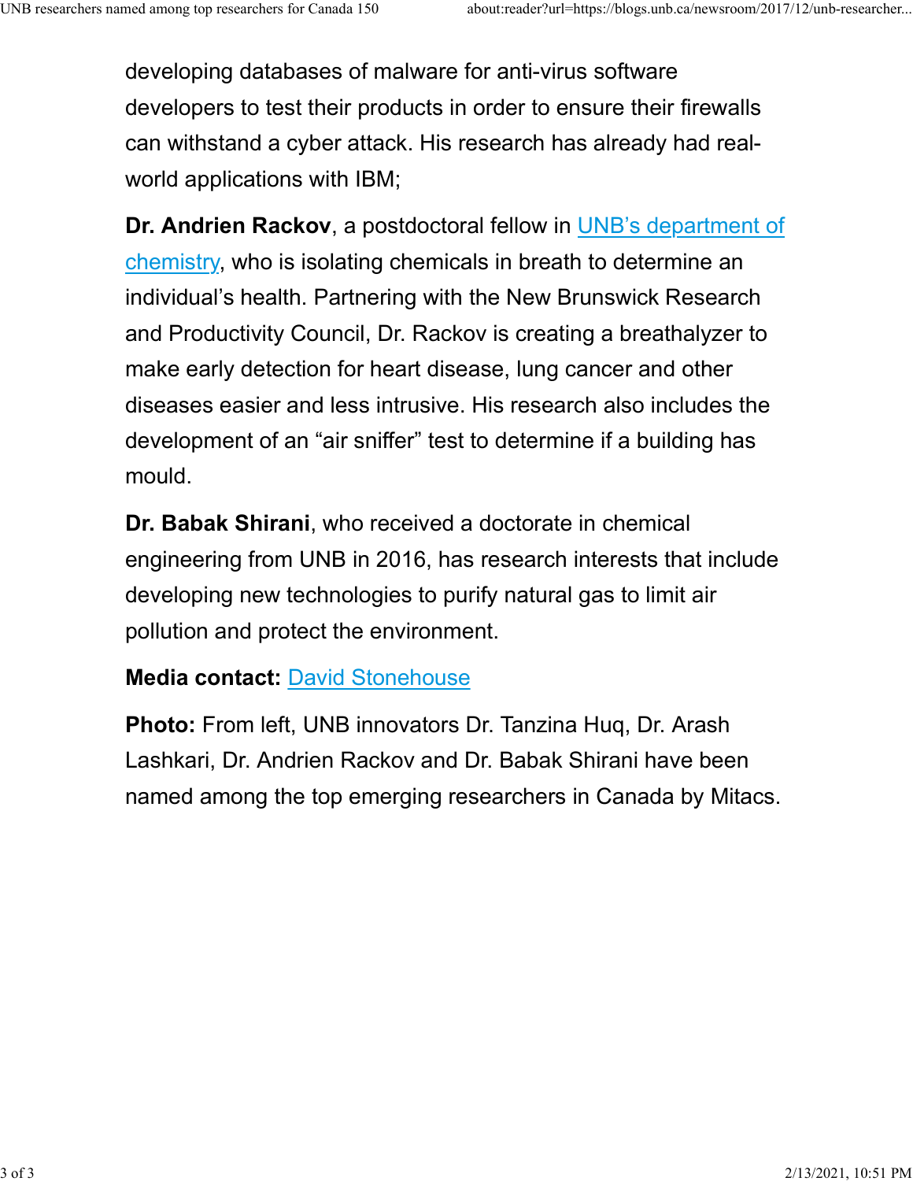developing databases of malware for anti-virus software developers to test their products in order to ensure their firewalls can withstand a cyber attack. His research has already had real-world applications with IBM;

**Dr. Andrien Rackov**, a postdoctoral fellow in UNB's department of chemistry, who is isolating chemicals in breath to determine an individual's health. Partnering with the New Brunswick Research and Productivity Council, Dr. Rackov is creating a breathalyzer to make early detection for heart disease, lung cancer and other diseases easier and less intrusive. His research also includes the development of an "air sniffer" test to determine if a building has mould.

**Dr. Babak Shirani**, who received a doctorate in chemical engineering from UNB in 2016, has research interests that include developing new technologies to purify natural gas to limit air pollution and protect the environment.

**Media contact:** David Stonehouse

**Photo:** From left, UNB innovators Dr. Tanzina Huq, Dr. Arash Lashkari, Dr. Andrien Rackov and Dr. Babak Shirani have been named among the top emerging researchers in Canada by Mitacs.